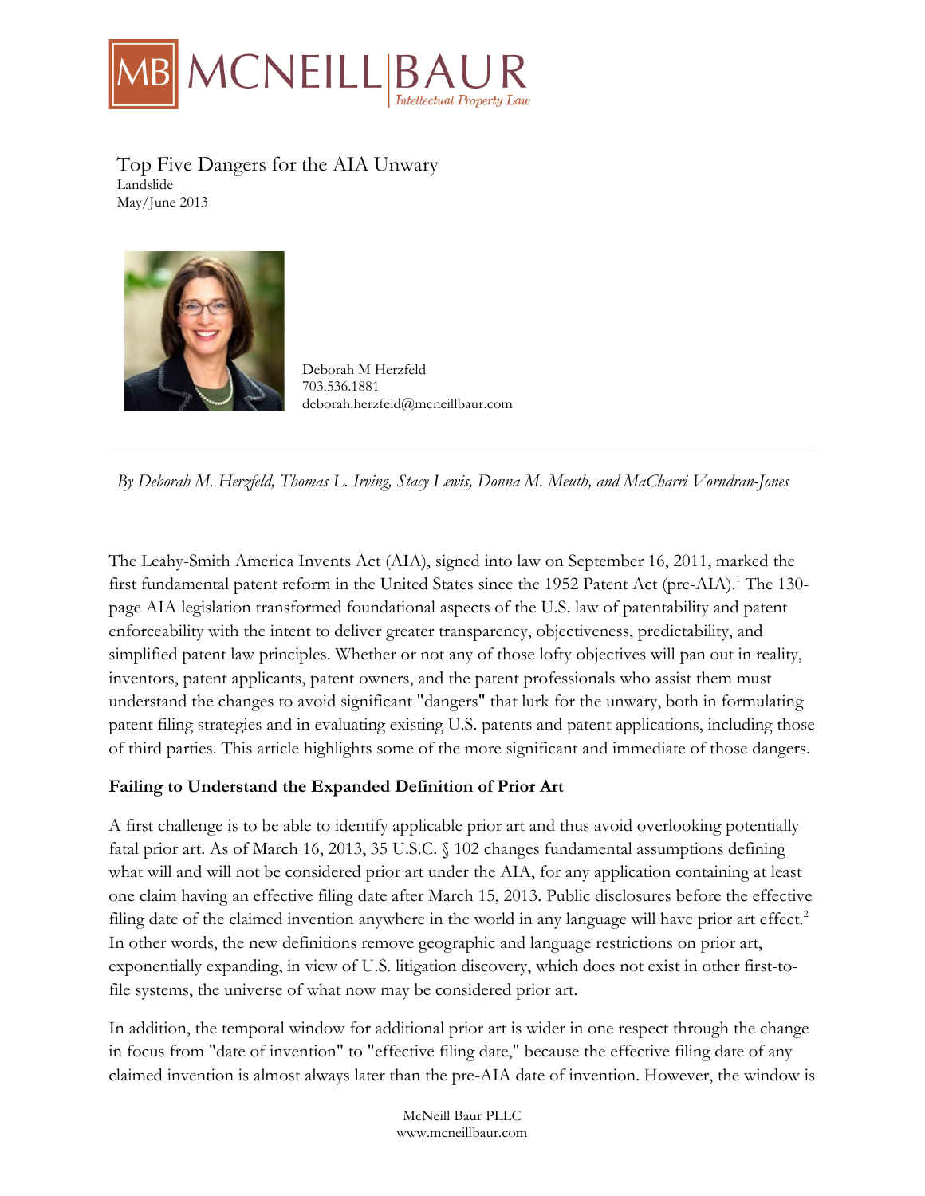MCNEILL BAUR Intellectual Property Law

# Top Five Dangers for the AIA Unwary

Landslide
May/June 2013

Deborah M Herzfeld
703.536.1881
deborah.herzfeld@mcneillbaur.com

---

*By Deborah M. Herzfeld, Thomas L. Irving, Stacy Lewis, Donna M. Meuth, and MaCharri Vorndran-Jones*

The Leahy-Smith America Invents Act (AIA), signed into law on September 16, 2011, marked the first fundamental patent reform in the United States since the 1952 Patent Act (pre-AIA).[1] The 130-page AIA legislation transformed foundational aspects of the U.S. law of patentability and patent enforceability with the intent to deliver greater transparency, objectiveness, predictability, and simplified patent law principles. Whether or not any of those lofty objectives will pan out in reality, inventors, patent applicants, patent owners, and the patent professionals who assist them must understand the changes to avoid significant "dangers" that lurk for the unwary, both in formulating patent filing strategies and in evaluating existing U.S. patents and patent applications, including those of third parties. This article highlights some of the more significant and immediate of those dangers.

**Failing to Understand the Expanded Definition of Prior Art**

A first challenge is to be able to identify applicable prior art and thus avoid overlooking potentially fatal prior art. As of March 16, 2013, 35 U.S.C. § 102 changes fundamental assumptions defining what will and will not be considered prior art under the AIA, for any application containing at least one claim having an effective filing date after March 15, 2013. Public disclosures before the effective filing date of the claimed invention anywhere in the world in any language will have prior art effect.[2] In other words, the new definitions remove geographic and language restrictions on prior art, exponentially expanding, in view of U.S. litigation discovery, which does not exist in other first-to-file systems, the universe of what now may be considered prior art.

In addition, the temporal window for additional prior art is wider in one respect through the change in focus from "date of invention" to "effective filing date," because the effective filing date of any claimed invention is almost always later than the pre-AIA date of invention. However, the window is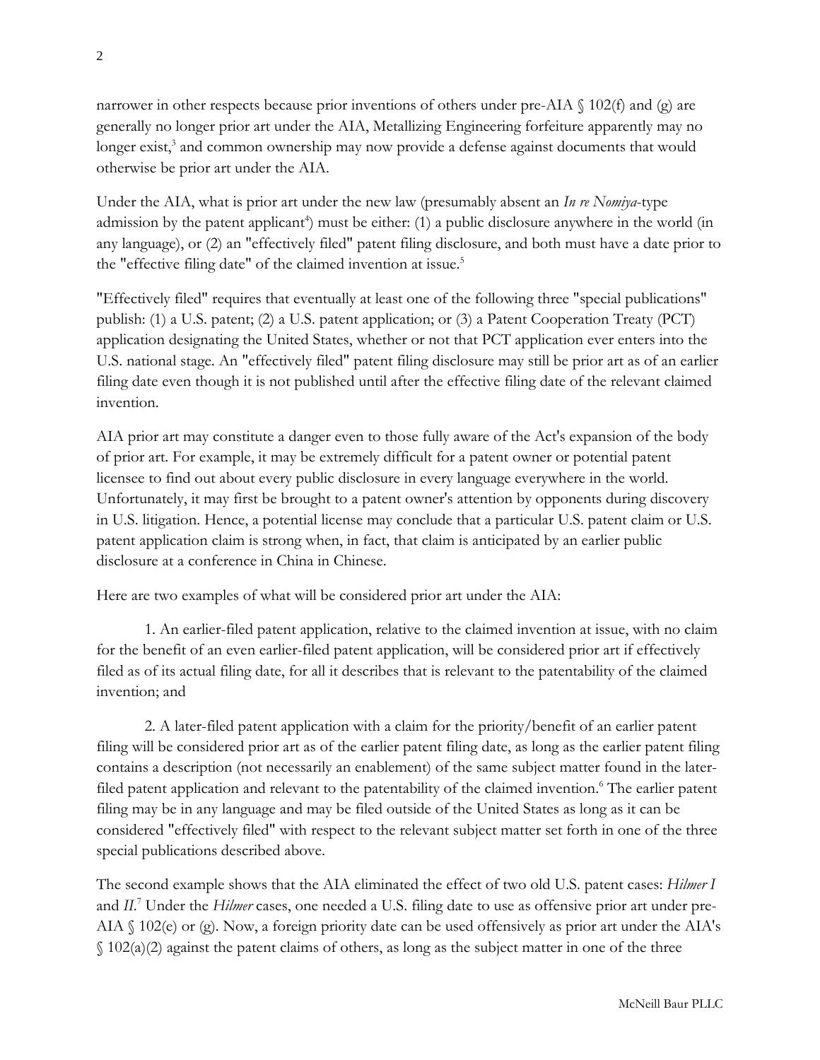narrower in other respects because prior inventions of others under pre-AIA § 102(f) and (g) are generally no longer prior art under the AIA, Metallizing Engineering forfeiture apparently may no longer exist,[3] and common ownership may now provide a defense against documents that would otherwise be prior art under the AIA.

Under the AIA, what is prior art under the new law (presumably absent an *In re Nomiya*-type admission by the patent applicant[4]) must be either: (1) a public disclosure anywhere in the world (in any language), or (2) an "effectively filed" patent filing disclosure, and both must have a date prior to the "effective filing date" of the claimed invention at issue.[5]

"Effectively filed" requires that eventually at least one of the following three "special publications" publish: (1) a U.S. patent; (2) a U.S. patent application; or (3) a Patent Cooperation Treaty (PCT) application designating the United States, whether or not that PCT application ever enters into the U.S. national stage. An "effectively filed" patent filing disclosure may still be prior art as of an earlier filing date even though it is not published until after the effective filing date of the relevant claimed invention.

AIA prior art may constitute a danger even to those fully aware of the Act's expansion of the body of prior art. For example, it may be extremely difficult for a patent owner or potential patent licensee to find out about every public disclosure in every language everywhere in the world. Unfortunately, it may first be brought to a patent owner's attention by opponents during discovery in U.S. litigation. Hence, a potential license may conclude that a particular U.S. patent claim or U.S. patent application claim is strong when, in fact, that claim is anticipated by an earlier public disclosure at a conference in China in Chinese.

Here are two examples of what will be considered prior art under the AIA:

1. An earlier-filed patent application, relative to the claimed invention at issue, with no claim for the benefit of an even earlier-filed patent application, will be considered prior art if effectively filed as of its actual filing date, for all it describes that is relevant to the patentability of the claimed invention; and

2. A later-filed patent application with a claim for the priority/benefit of an earlier patent filing will be considered prior art as of the earlier patent filing date, as long as the earlier patent filing contains a description (not necessarily an enablement) of the same subject matter found in the later-filed patent application and relevant to the patentability of the claimed invention.[6] The earlier patent filing may be in any language and may be filed outside of the United States as long as it can be considered "effectively filed" with respect to the relevant subject matter set forth in one of the three special publications described above.

The second example shows that the AIA eliminated the effect of two old U.S. patent cases: *Hilmer I* and *II*.[7] Under the *Hilmer* cases, one needed a U.S. filing date to use as offensive prior art under pre-AIA § 102(e) or (g). Now, a foreign priority date can be used offensively as prior art under the AIA's § 102(a)(2) against the patent claims of others, as long as the subject matter in one of the three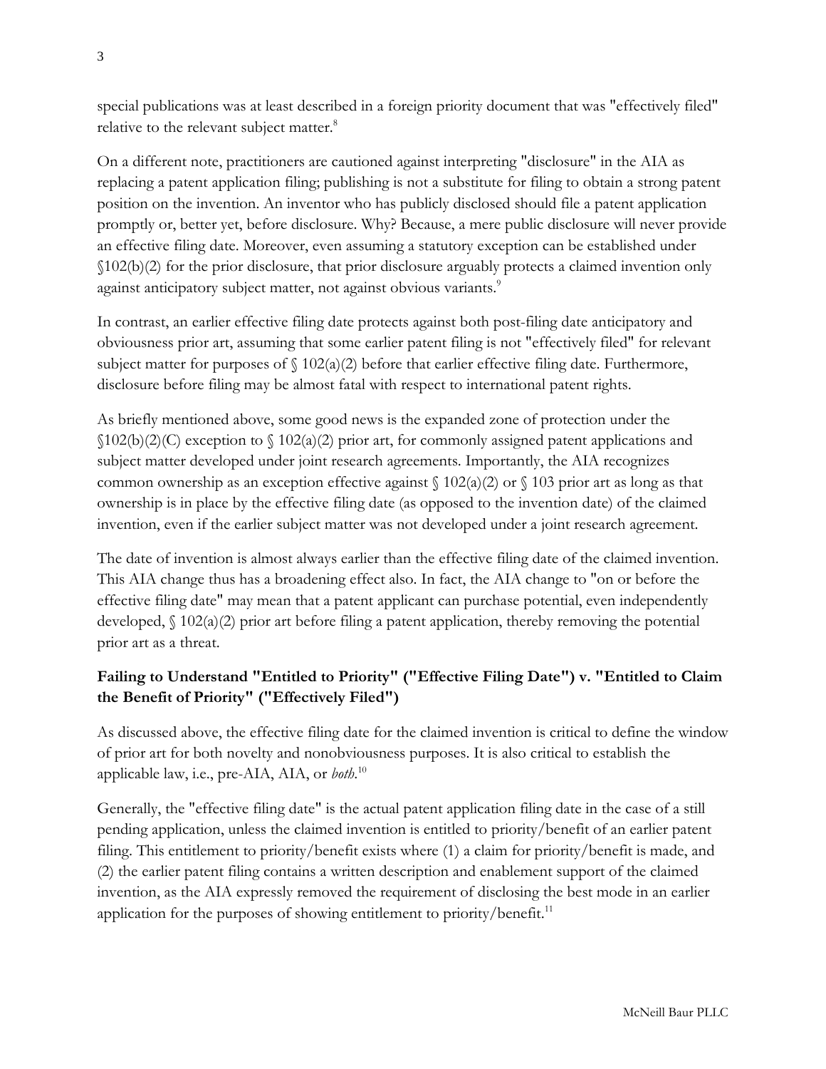special publications was at least described in a foreign priority document that was "effectively filed" relative to the relevant subject matter.[8]

On a different note, practitioners are cautioned against interpreting "disclosure" in the AIA as replacing a patent application filing; publishing is not a substitute for filing to obtain a strong patent position on the invention. An inventor who has publicly disclosed should file a patent application promptly or, better yet, before disclosure. Why? Because, a mere public disclosure will never provide an effective filing date. Moreover, even assuming a statutory exception can be established under §102(b)(2) for the prior disclosure, that prior disclosure arguably protects a claimed invention only against anticipatory subject matter, not against obvious variants.[9]

In contrast, an earlier effective filing date protects against both post-filing date anticipatory and obviousness prior art, assuming that some earlier patent filing is not "effectively filed" for relevant subject matter for purposes of § 102(a)(2) before that earlier effective filing date. Furthermore, disclosure before filing may be almost fatal with respect to international patent rights.

As briefly mentioned above, some good news is the expanded zone of protection under the §102(b)(2)(C) exception to § 102(a)(2) prior art, for commonly assigned patent applications and subject matter developed under joint research agreements. Importantly, the AIA recognizes common ownership as an exception effective against § 102(a)(2) or § 103 prior art as long as that ownership is in place by the effective filing date (as opposed to the invention date) of the claimed invention, even if the earlier subject matter was not developed under a joint research agreement.

The date of invention is almost always earlier than the effective filing date of the claimed invention. This AIA change thus has a broadening effect also. In fact, the AIA change to "on or before the effective filing date" may mean that a patent applicant can purchase potential, even independently developed, § 102(a)(2) prior art before filing a patent application, thereby removing the potential prior art as a threat.

**Failing to Understand "Entitled to Priority" ("Effective Filing Date") v. "Entitled to Claim the Benefit of Priority" ("Effectively Filed")**

As discussed above, the effective filing date for the claimed invention is critical to define the window of prior art for both novelty and nonobviousness purposes. It is also critical to establish the applicable law, i.e., pre-AIA, AIA, or *both*.[10]

Generally, the "effective filing date" is the actual patent application filing date in the case of a still pending application, unless the claimed invention is entitled to priority/benefit of an earlier patent filing. This entitlement to priority/benefit exists where (1) a claim for priority/benefit is made, and (2) the earlier patent filing contains a written description and enablement support of the claimed invention, as the AIA expressly removed the requirement of disclosing the best mode in an earlier application for the purposes of showing entitlement to priority/benefit.[11]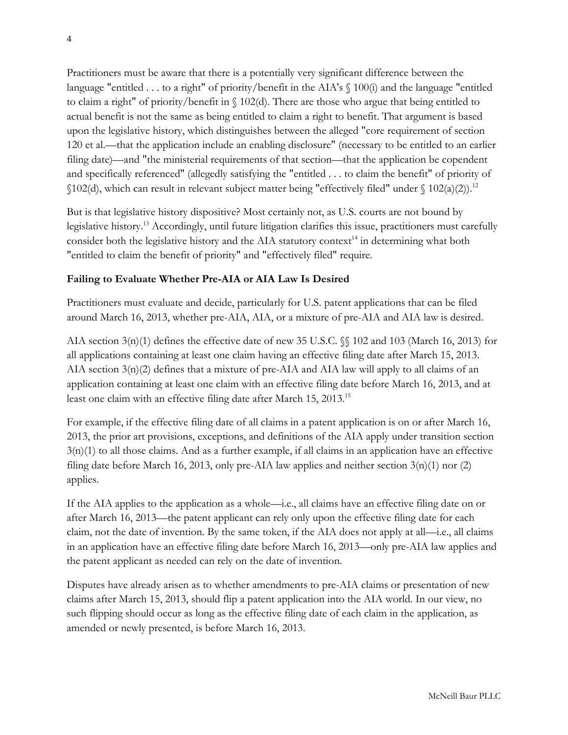Practitioners must be aware that there is a potentially very significant difference between the language "entitled . . . to a right" of priority/benefit in the AIA's § 100(i) and the language "entitled to claim a right" of priority/benefit in § 102(d). There are those who argue that being entitled to actual benefit is not the same as being entitled to claim a right to benefit. That argument is based upon the legislative history, which distinguishes between the alleged "core requirement of section 120 et al.—that the application include an enabling disclosure" (necessary to be entitled to an earlier filing date)—and "the ministerial requirements of that section—that the application be copendent and specifically referenced" (allegedly satisfying the "entitled . . . to claim the benefit" of priority of §102(d), which can result in relevant subject matter being "effectively filed" under § 102(a)(2)).[12]

But is that legislative history dispositive? Most certainly not, as U.S. courts are not bound by legislative history.[13] Accordingly, until future litigation clarifies this issue, practitioners must carefully consider both the legislative history and the AIA statutory context[14] in determining what both "entitled to claim the benefit of priority" and "effectively filed" require.

**Failing to Evaluate Whether Pre-AIA or AIA Law Is Desired**

Practitioners must evaluate and decide, particularly for U.S. patent applications that can be filed around March 16, 2013, whether pre-AIA, AIA, or a mixture of pre-AIA and AIA law is desired.

AIA section 3(n)(1) defines the effective date of new 35 U.S.C. §§ 102 and 103 (March 16, 2013) for all applications containing at least one claim having an effective filing date after March 15, 2013. AIA section 3(n)(2) defines that a mixture of pre-AIA and AIA law will apply to all claims of an application containing at least one claim with an effective filing date before March 16, 2013, and at least one claim with an effective filing date after March 15, 2013.[15]

For example, if the effective filing date of all claims in a patent application is on or after March 16, 2013, the prior art provisions, exceptions, and definitions of the AIA apply under transition section 3(n)(1) to all those claims. And as a further example, if all claims in an application have an effective filing date before March 16, 2013, only pre-AIA law applies and neither section 3(n)(1) nor (2) applies.

If the AIA applies to the application as a whole—i.e., all claims have an effective filing date on or after March 16, 2013—the patent applicant can rely only upon the effective filing date for each claim, not the date of invention. By the same token, if the AIA does not apply at all—i.e., all claims in an application have an effective filing date before March 16, 2013—only pre-AIA law applies and the patent applicant as needed can rely on the date of invention.

Disputes have already arisen as to whether amendments to pre-AIA claims or presentation of new claims after March 15, 2013, should flip a patent application into the AIA world. In our view, no such flipping should occur as long as the effective filing date of each claim in the application, as amended or newly presented, is before March 16, 2013.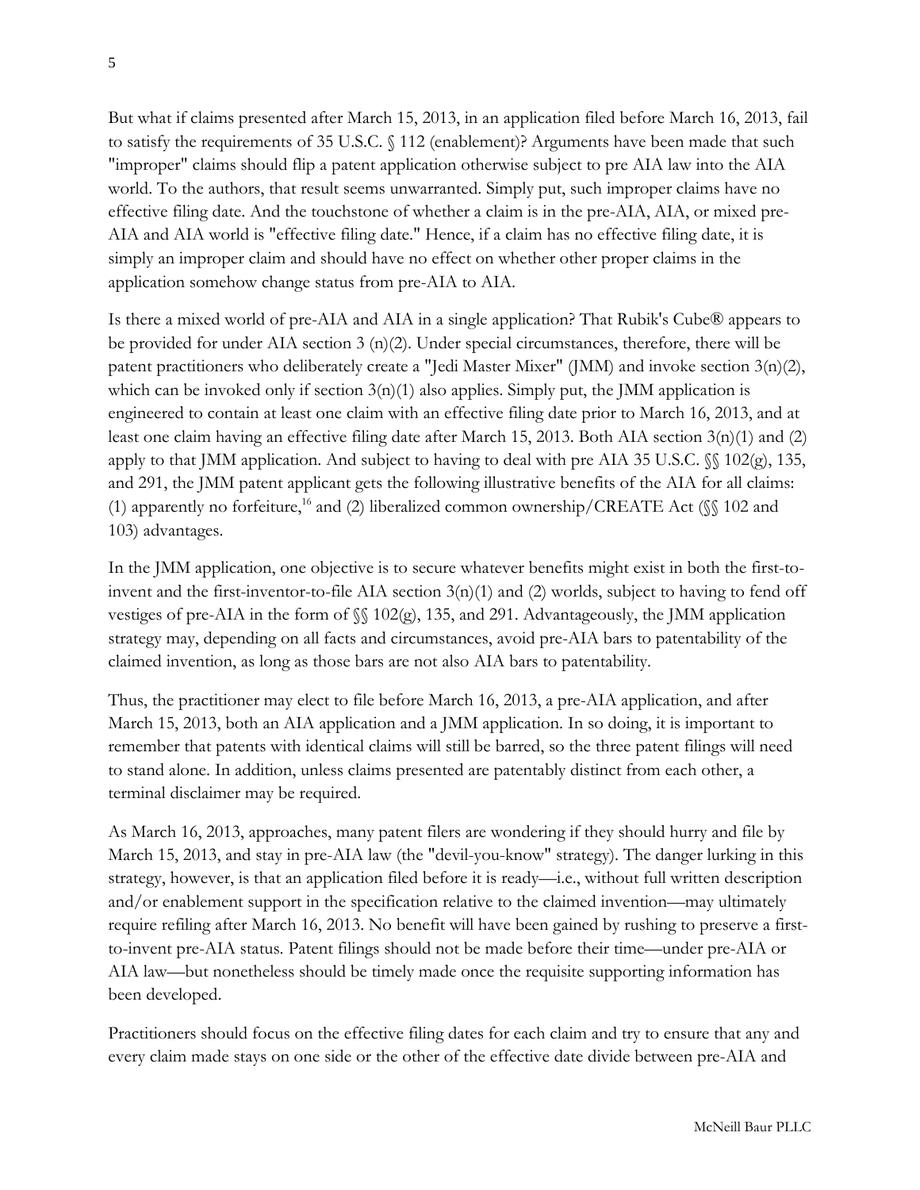But what if claims presented after March 15, 2013, in an application filed before March 16, 2013, fail to satisfy the requirements of 35 U.S.C. § 112 (enablement)? Arguments have been made that such "improper" claims should flip a patent application otherwise subject to pre AIA law into the AIA world. To the authors, that result seems unwarranted. Simply put, such improper claims have no effective filing date. And the touchstone of whether a claim is in the pre-AIA, AIA, or mixed pre-AIA and AIA world is "effective filing date." Hence, if a claim has no effective filing date, it is simply an improper claim and should have no effect on whether other proper claims in the application somehow change status from pre-AIA to AIA.

Is there a mixed world of pre-AIA and AIA in a single application? That Rubik's Cube® appears to be provided for under AIA section 3 (n)(2). Under special circumstances, therefore, there will be patent practitioners who deliberately create a "Jedi Master Mixer" (JMM) and invoke section 3(n)(2), which can be invoked only if section 3(n)(1) also applies. Simply put, the JMM application is engineered to contain at least one claim with an effective filing date prior to March 16, 2013, and at least one claim having an effective filing date after March 15, 2013. Both AIA section 3(n)(1) and (2) apply to that JMM application. And subject to having to deal with pre AIA 35 U.S.C. §§ 102(g), 135, and 291, the JMM patent applicant gets the following illustrative benefits of the AIA for all claims: (1) apparently no forfeiture,[16] and (2) liberalized common ownership/CREATE Act (§§ 102 and 103) advantages.

In the JMM application, one objective is to secure whatever benefits might exist in both the first-to-invent and the first-inventor-to-file AIA section 3(n)(1) and (2) worlds, subject to having to fend off vestiges of pre-AIA in the form of §§ 102(g), 135, and 291. Advantageously, the JMM application strategy may, depending on all facts and circumstances, avoid pre-AIA bars to patentability of the claimed invention, as long as those bars are not also AIA bars to patentability.

Thus, the practitioner may elect to file before March 16, 2013, a pre-AIA application, and after March 15, 2013, both an AIA application and a JMM application. In so doing, it is important to remember that patents with identical claims will still be barred, so the three patent filings will need to stand alone. In addition, unless claims presented are patentably distinct from each other, a terminal disclaimer may be required.

As March 16, 2013, approaches, many patent filers are wondering if they should hurry and file by March 15, 2013, and stay in pre-AIA law (the "devil-you-know" strategy). The danger lurking in this strategy, however, is that an application filed before it is ready—i.e., without full written description and/or enablement support in the specification relative to the claimed invention—may ultimately require refiling after March 16, 2013. No benefit will have been gained by rushing to preserve a first-to-invent pre-AIA status. Patent filings should not be made before their time—under pre-AIA or AIA law—but nonetheless should be timely made once the requisite supporting information has been developed.

Practitioners should focus on the effective filing dates for each claim and try to ensure that any and every claim made stays on one side or the other of the effective date divide between pre-AIA and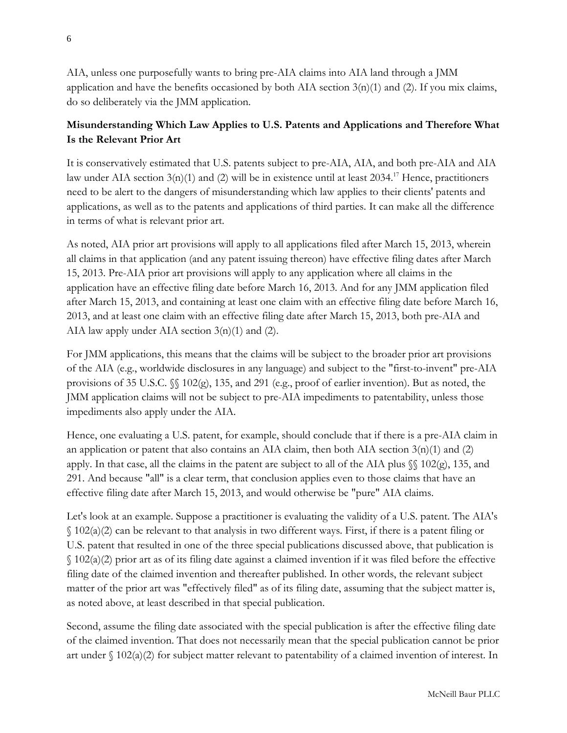AIA, unless one purposefully wants to bring pre-AIA claims into AIA land through a JMM application and have the benefits occasioned by both AIA section 3(n)(1) and (2). If you mix claims, do so deliberately via the JMM application.

**Misunderstanding Which Law Applies to U.S. Patents and Applications and Therefore What Is the Relevant Prior Art**

It is conservatively estimated that U.S. patents subject to pre-AIA, AIA, and both pre-AIA and AIA law under AIA section 3(n)(1) and (2) will be in existence until at least 2034.[17] Hence, practitioners need to be alert to the dangers of misunderstanding which law applies to their clients' patents and applications, as well as to the patents and applications of third parties. It can make all the difference in terms of what is relevant prior art.

As noted, AIA prior art provisions will apply to all applications filed after March 15, 2013, wherein all claims in that application (and any patent issuing thereon) have effective filing dates after March 15, 2013. Pre-AIA prior art provisions will apply to any application where all claims in the application have an effective filing date before March 16, 2013. And for any JMM application filed after March 15, 2013, and containing at least one claim with an effective filing date before March 16, 2013, and at least one claim with an effective filing date after March 15, 2013, both pre-AIA and AIA law apply under AIA section 3(n)(1) and (2).

For JMM applications, this means that the claims will be subject to the broader prior art provisions of the AIA (e.g., worldwide disclosures in any language) and subject to the "first-to-invent" pre-AIA provisions of 35 U.S.C. §§ 102(g), 135, and 291 (e.g., proof of earlier invention). But as noted, the JMM application claims will not be subject to pre-AIA impediments to patentability, unless those impediments also apply under the AIA.

Hence, one evaluating a U.S. patent, for example, should conclude that if there is a pre-AIA claim in an application or patent that also contains an AIA claim, then both AIA section 3(n)(1) and (2) apply. In that case, all the claims in the patent are subject to all of the AIA plus §§ 102(g), 135, and 291. And because "all" is a clear term, that conclusion applies even to those claims that have an effective filing date after March 15, 2013, and would otherwise be "pure" AIA claims.

Let's look at an example. Suppose a practitioner is evaluating the validity of a U.S. patent. The AIA's § 102(a)(2) can be relevant to that analysis in two different ways. First, if there is a patent filing or U.S. patent that resulted in one of the three special publications discussed above, that publication is § 102(a)(2) prior art as of its filing date against a claimed invention if it was filed before the effective filing date of the claimed invention and thereafter published. In other words, the relevant subject matter of the prior art was "effectively filed" as of its filing date, assuming that the subject matter is, as noted above, at least described in that special publication.

Second, assume the filing date associated with the special publication is after the effective filing date of the claimed invention. That does not necessarily mean that the special publication cannot be prior art under § 102(a)(2) for subject matter relevant to patentability of a claimed invention of interest. In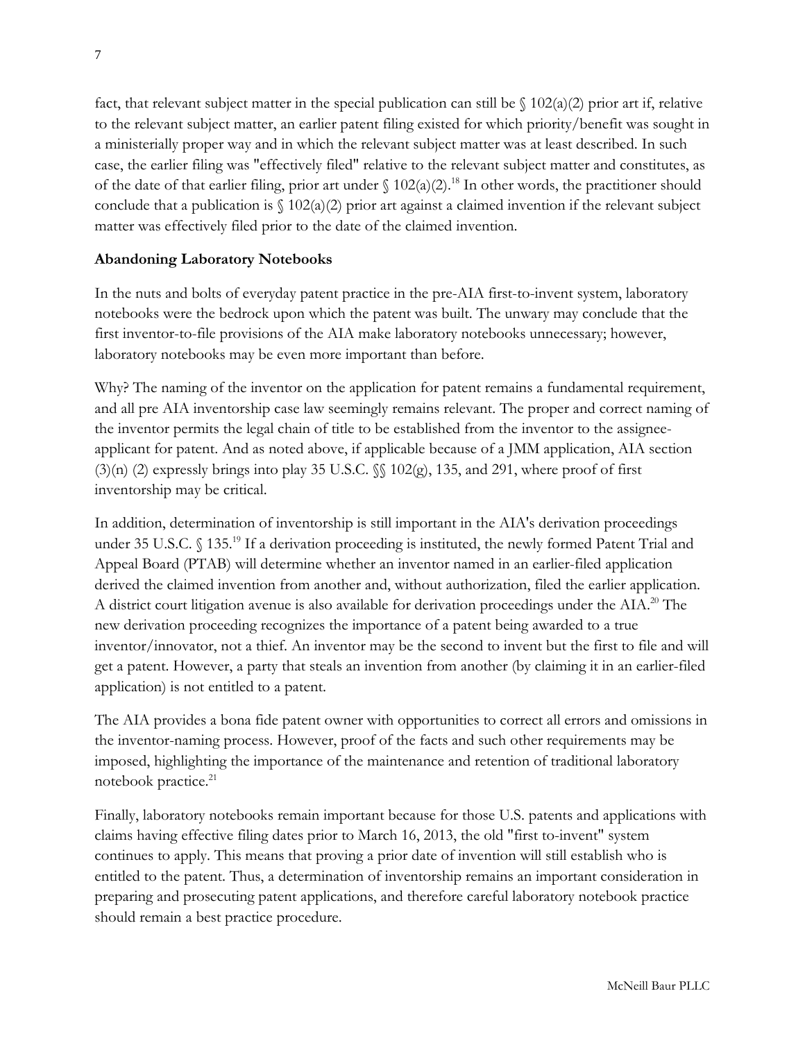fact, that relevant subject matter in the special publication can still be § 102(a)(2) prior art if, relative to the relevant subject matter, an earlier patent filing existed for which priority/benefit was sought in a ministerially proper way and in which the relevant subject matter was at least described. In such case, the earlier filing was "effectively filed" relative to the relevant subject matter and constitutes, as of the date of that earlier filing, prior art under § 102(a)(2).[18] In other words, the practitioner should conclude that a publication is § 102(a)(2) prior art against a claimed invention if the relevant subject matter was effectively filed prior to the date of the claimed invention.

**Abandoning Laboratory Notebooks**

In the nuts and bolts of everyday patent practice in the pre-AIA first-to-invent system, laboratory notebooks were the bedrock upon which the patent was built. The unwary may conclude that the first inventor-to-file provisions of the AIA make laboratory notebooks unnecessary; however, laboratory notebooks may be even more important than before.

Why? The naming of the inventor on the application for patent remains a fundamental requirement, and all pre AIA inventorship case law seemingly remains relevant. The proper and correct naming of the inventor permits the legal chain of title to be established from the inventor to the assignee-applicant for patent. And as noted above, if applicable because of a JMM application, AIA section (3)(n) (2) expressly brings into play 35 U.S.C. §§ 102(g), 135, and 291, where proof of first inventorship may be critical.

In addition, determination of inventorship is still important in the AIA's derivation proceedings under 35 U.S.C. § 135.[19] If a derivation proceeding is instituted, the newly formed Patent Trial and Appeal Board (PTAB) will determine whether an inventor named in an earlier-filed application derived the claimed invention from another and, without authorization, filed the earlier application. A district court litigation avenue is also available for derivation proceedings under the AIA.[20] The new derivation proceeding recognizes the importance of a patent being awarded to a true inventor/innovator, not a thief. An inventor may be the second to invent but the first to file and will get a patent. However, a party that steals an invention from another (by claiming it in an earlier-filed application) is not entitled to a patent.

The AIA provides a bona fide patent owner with opportunities to correct all errors and omissions in the inventor-naming process. However, proof of the facts and such other requirements may be imposed, highlighting the importance of the maintenance and retention of traditional laboratory notebook practice.[21]

Finally, laboratory notebooks remain important because for those U.S. patents and applications with claims having effective filing dates prior to March 16, 2013, the old "first to-invent" system continues to apply. This means that proving a prior date of invention will still establish who is entitled to the patent. Thus, a determination of inventorship remains an important consideration in preparing and prosecuting patent applications, and therefore careful laboratory notebook practice should remain a best practice procedure.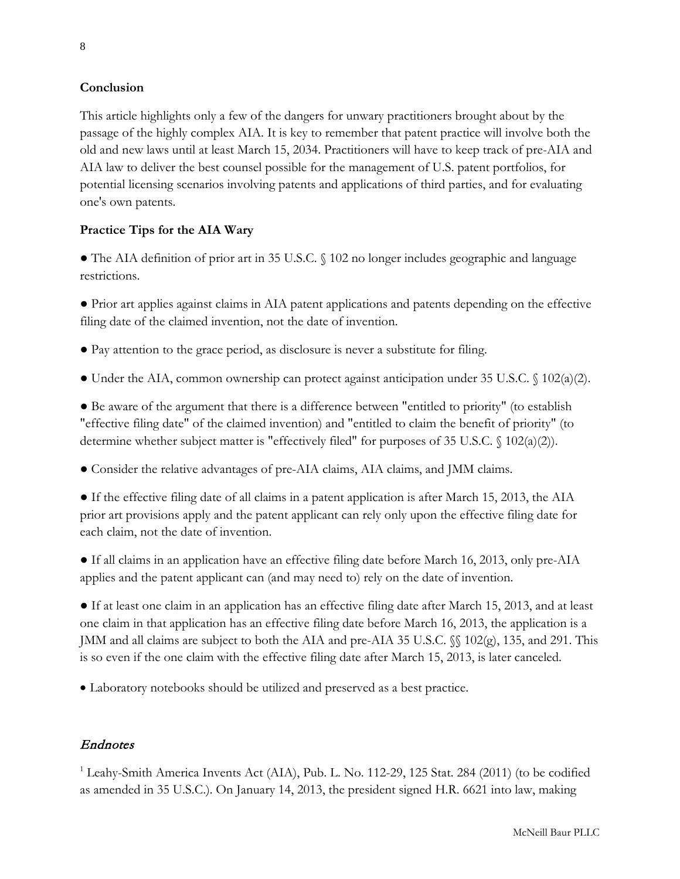## Conclusion

This article highlights only a few of the dangers for unwary practitioners brought about by the passage of the highly complex AIA. It is key to remember that patent practice will involve both the old and new laws until at least March 15, 2034. Practitioners will have to keep track of pre-AIA and AIA law to deliver the best counsel possible for the management of U.S. patent portfolios, for potential licensing scenarios involving patents and applications of third parties, and for evaluating one's own patents.

## Practice Tips for the AIA Wary

- The AIA definition of prior art in 35 U.S.C. § 102 no longer includes geographic and language restrictions.
- Prior art applies against claims in AIA patent applications and patents depending on the effective filing date of the claimed invention, not the date of invention.
- Pay attention to the grace period, as disclosure is never a substitute for filing.
- Under the AIA, common ownership can protect against anticipation under 35 U.S.C. § 102(a)(2).
- Be aware of the argument that there is a difference between "entitled to priority" (to establish "effective filing date" of the claimed invention) and "entitled to claim the benefit of priority" (to determine whether subject matter is "effectively filed" for purposes of 35 U.S.C. § 102(a)(2)).
- Consider the relative advantages of pre-AIA claims, AIA claims, and JMM claims.
- If the effective filing date of all claims in a patent application is after March 15, 2013, the AIA prior art provisions apply and the patent applicant can rely only upon the effective filing date for each claim, not the date of invention.
- If all claims in an application have an effective filing date before March 16, 2013, only pre-AIA applies and the patent applicant can (and may need to) rely on the date of invention.
- If at least one claim in an application has an effective filing date after March 15, 2013, and at least one claim in that application has an effective filing date before March 16, 2013, the application is a JMM and all claims are subject to both the AIA and pre-AIA 35 U.S.C. §§ 102(g), 135, and 291. This is so even if the one claim with the effective filing date after March 15, 2013, is later canceled.
- Laboratory notebooks should be utilized and preserved as a best practice.

## *Endnotes*

[1] Leahy-Smith America Invents Act (AIA), Pub. L. No. 112-29, 125 Stat. 284 (2011) (to be codified as amended in 35 U.S.C.). On January 14, 2013, the president signed H.R. 6621 into law, making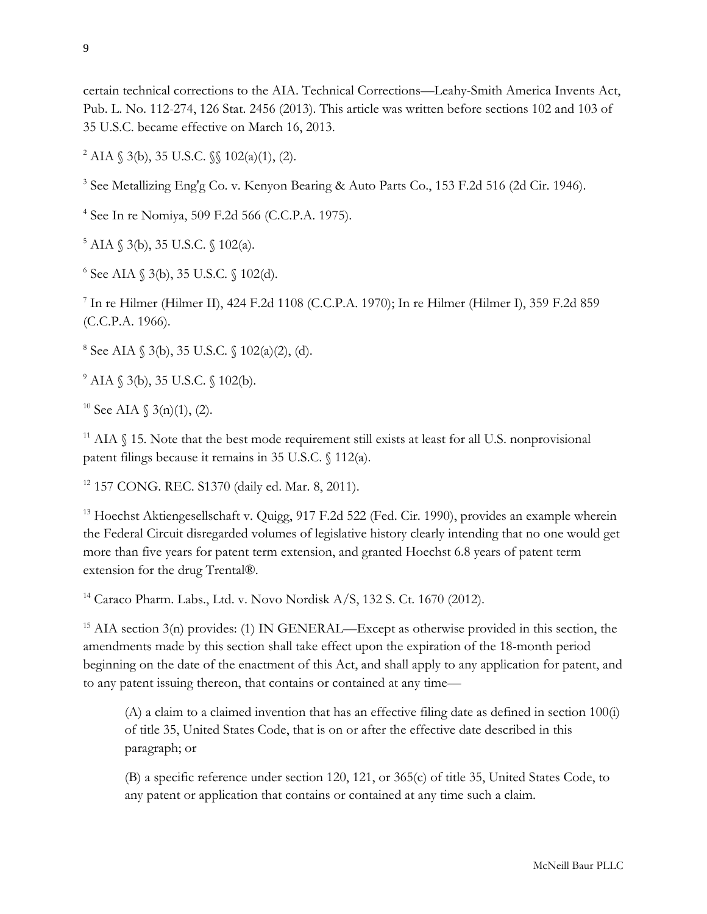certain technical corrections to the AIA. Technical Corrections—Leahy-Smith America Invents Act, Pub. L. No. 112-274, 126 Stat. 2456 (2013). This article was written before sections 102 and 103 of 35 U.S.C. became effective on March 16, 2013.

[2] AIA § 3(b), 35 U.S.C. §§ 102(a)(1), (2).

[3] See Metallizing Eng'g Co. v. Kenyon Bearing & Auto Parts Co., 153 F.2d 516 (2d Cir. 1946).

[4] See In re Nomiya, 509 F.2d 566 (C.C.P.A. 1975).

[5] AIA § 3(b), 35 U.S.C. § 102(a).

[6] See AIA § 3(b), 35 U.S.C. § 102(d).

[7] In re Hilmer (Hilmer II), 424 F.2d 1108 (C.C.P.A. 1970); In re Hilmer (Hilmer I), 359 F.2d 859 (C.C.P.A. 1966).

[8] See AIA § 3(b), 35 U.S.C. § 102(a)(2), (d).

[9] AIA § 3(b), 35 U.S.C. § 102(b).

[10] See AIA § 3(n)(1), (2).

[11] AIA § 15. Note that the best mode requirement still exists at least for all U.S. nonprovisional patent filings because it remains in 35 U.S.C. § 112(a).

[12] 157 CONG. REC. S1370 (daily ed. Mar. 8, 2011).

[13] Hoechst Aktiengesellschaft v. Quigg, 917 F.2d 522 (Fed. Cir. 1990), provides an example wherein the Federal Circuit disregarded volumes of legislative history clearly intending that no one would get more than five years for patent term extension, and granted Hoechst 6.8 years of patent term extension for the drug Trental®.

[14] Caraco Pharm. Labs., Ltd. v. Novo Nordisk A/S, 132 S. Ct. 1670 (2012).

[15] AIA section 3(n) provides: (1) IN GENERAL—Except as otherwise provided in this section, the amendments made by this section shall take effect upon the expiration of the 18-month period beginning on the date of the enactment of this Act, and shall apply to any application for patent, and to any patent issuing thereon, that contains or contained at any time—

> (A) a claim to a claimed invention that has an effective filing date as defined in section 100(i) of title 35, United States Code, that is on or after the effective date described in this paragraph; or
>
> (B) a specific reference under section 120, 121, or 365(c) of title 35, United States Code, to any patent or application that contains or contained at any time such a claim.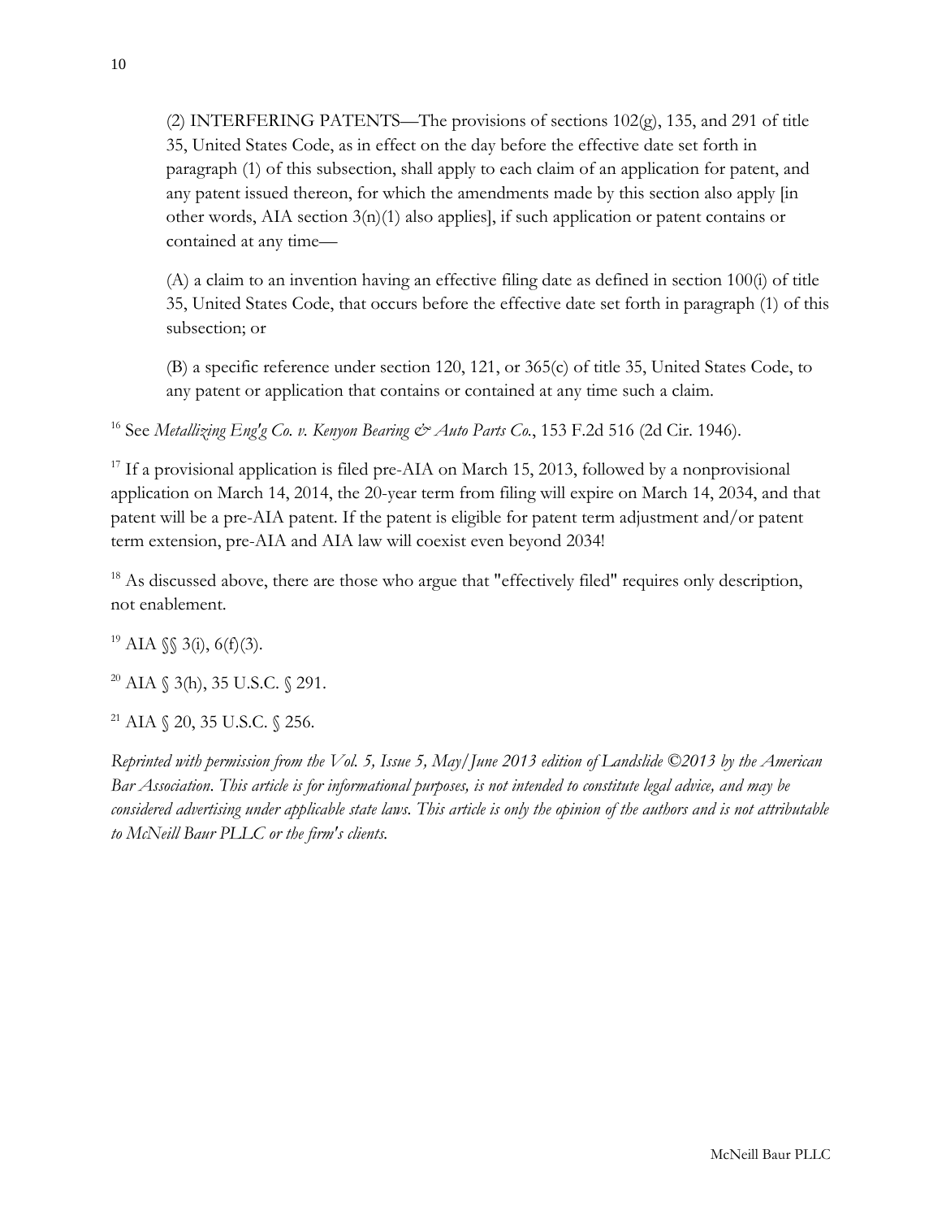> (2) INTERFERING PATENTS—The provisions of sections 102(g), 135, and 291 of title 35, United States Code, as in effect on the day before the effective date set forth in paragraph (1) of this subsection, shall apply to each claim of an application for patent, and any patent issued thereon, for which the amendments made by this section also apply [in other words, AIA section 3(n)(1) also applies], if such application or patent contains or contained at any time—
>
> (A) a claim to an invention having an effective filing date as defined in section 100(i) of title 35, United States Code, that occurs before the effective date set forth in paragraph (1) of this subsection; or
>
> (B) a specific reference under section 120, 121, or 365(c) of title 35, United States Code, to any patent or application that contains or contained at any time such a claim.

[16] See *Metallizing Eng'g Co. v. Kenyon Bearing & Auto Parts Co.*, 153 F.2d 516 (2d Cir. 1946).

[17] If a provisional application is filed pre-AIA on March 15, 2013, followed by a nonprovisional application on March 14, 2014, the 20-year term from filing will expire on March 14, 2034, and that patent will be a pre-AIA patent. If the patent is eligible for patent term adjustment and/or patent term extension, pre-AIA and AIA law will coexist even beyond 2034!

[18] As discussed above, there are those who argue that "effectively filed" requires only description, not enablement.

[19] AIA §§ 3(i), 6(f)(3).

[20] AIA § 3(h), 35 U.S.C. § 291.

[21] AIA § 20, 35 U.S.C. § 256.

*Reprinted with permission from the Vol. 5, Issue 5, May/June 2013 edition of Landslide ©2013 by the American Bar Association. This article is for informational purposes, is not intended to constitute legal advice, and may be considered advertising under applicable state laws. This article is only the opinion of the authors and is not attributable to McNeill Baur PLLC or the firm's clients.*